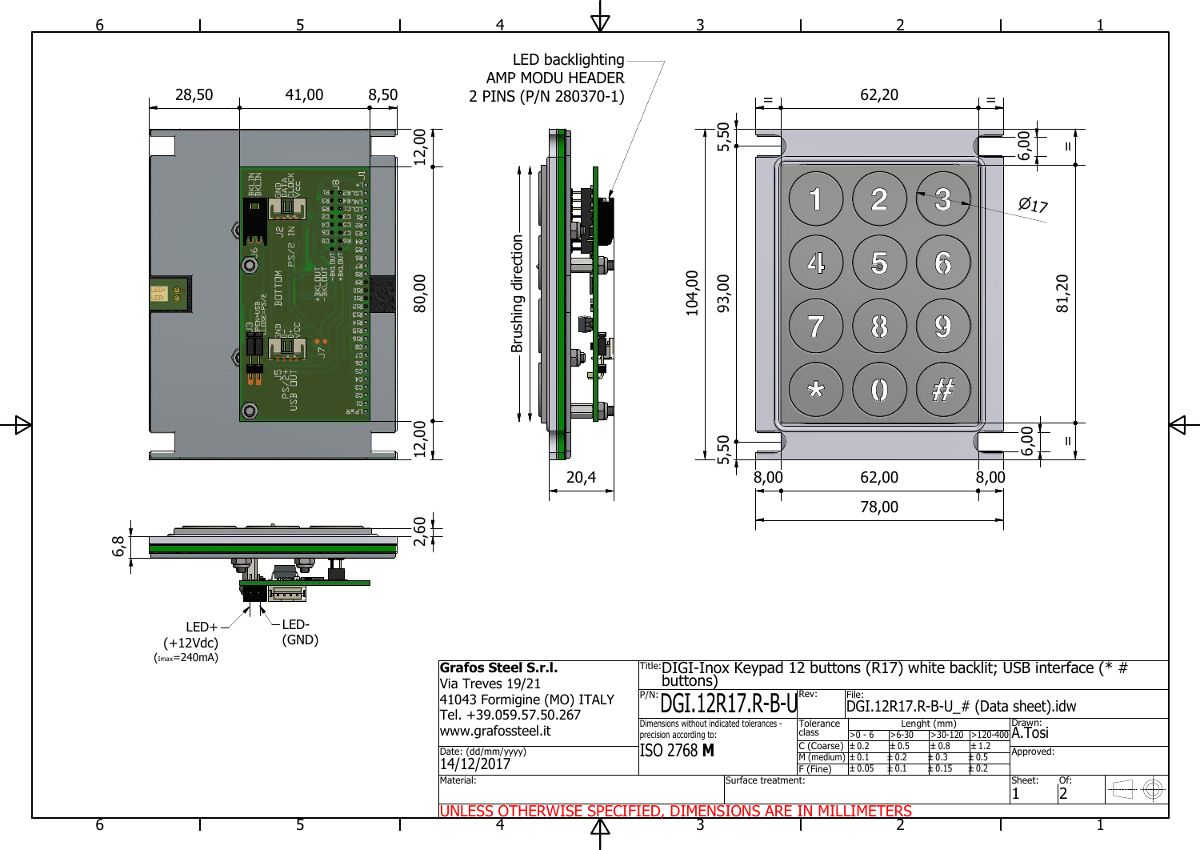LED backlighting
AMP MODU HEADER
2 PINS (P/N 280370-1)

Brushing direction

LED+ (+12Vdc) (Imax=240mA)

LED- (GND)

Ø17

**Grafos Steel S.r.l.**
Via Treves 19/21
41043 Formigine (MO) ITALY
Tel. +39.059.57.50.267
www.grafossteel.it

Title: DIGI-Inox Keypad 12 buttons (R17) white backlit; USB interface (* # buttons)

P/N: DGI.12R17.R-B-U

Rev:

File: DGI.12R17.R-B-U_# (Data sheet).idw

Date: (dd/mm/yyyy) 14/12/2017

Dimensions without indicated tolerances - precision according to: ISO 2768 **M**

| Tolerance class | Lenght (mm) | | | |
|---|---|---|---|---|
| | >0 - 6 | >6-30 | >30-120 | >120-400 |
| C (Coarse) | ± 0.2 | ± 0.5 | ± 0.8 | ± 1.2 |
| M (medium) | ± 0.1 | ± 0.2 | ± 0.3 | ± 0.5 |
| F (Fine) | ± 0.05 | ± 0.1 | ± 0.15 | ± 0.2 |

Drawn: A.Tosi

Approved:

Material:

Surface treatment:

Sheet: 1 Of: 2

UNLESS OTHERWISE SPECIFIED, DIMENSIONS ARE IN MILLIMETERS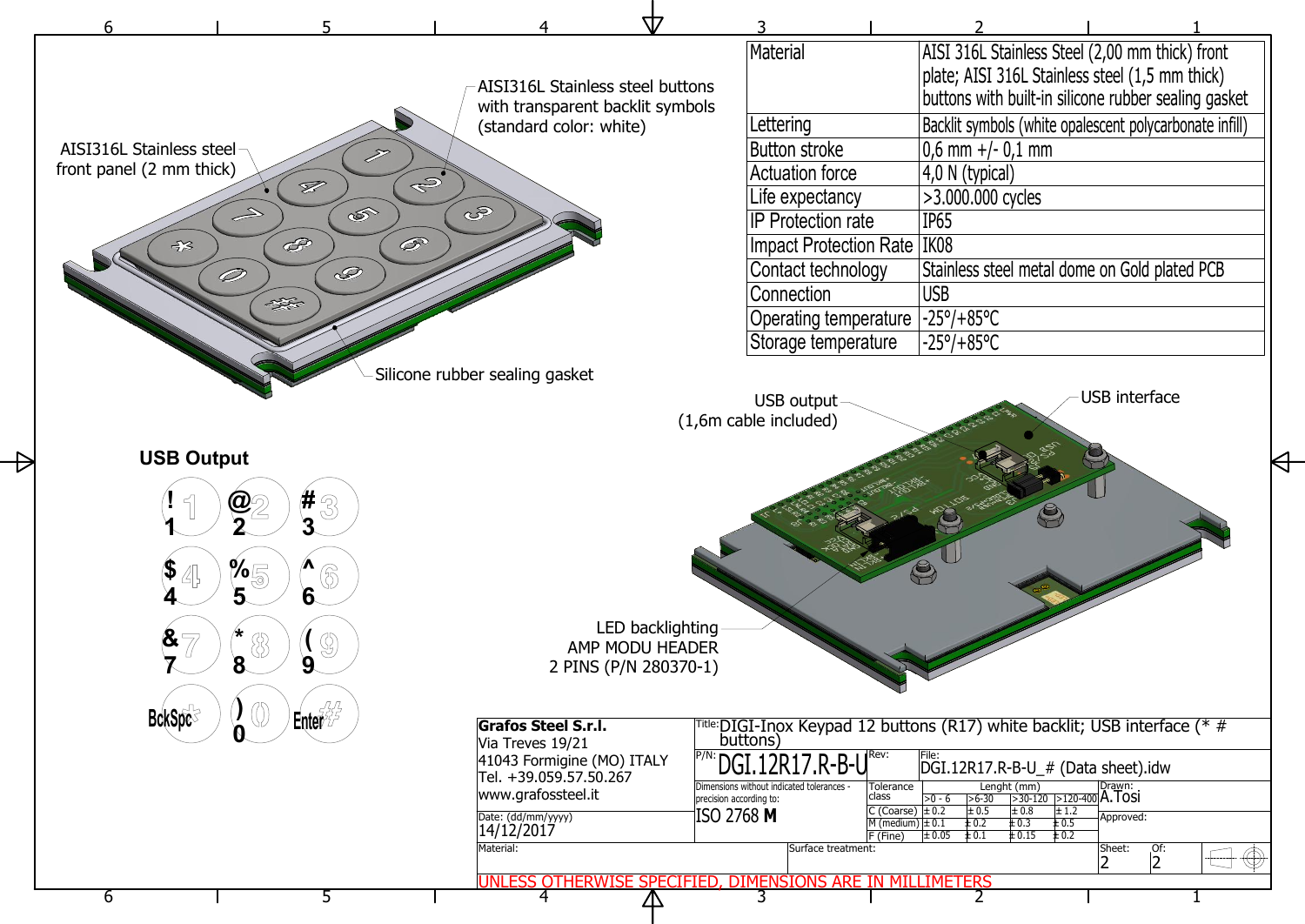| | |
|---|---|
| Material | AISI 316L Stainless Steel (2,00 mm thick) front plate; AISI 316L Stainless steel (1,5 mm thick) buttons with built-in silicone rubber sealing gasket |
| Lettering | Backlit symbols (white opalescent polycarbonate infill) |
| Button stroke | 0,6 mm +/- 0,1 mm |
| Actuation force | 4,0 N (typical) |
| Life expectancy | >3.000.000 cycles |
| IP Protection rate | IP65 |
| Impact Protection Rate | IK08 |
| Contact technology | Stainless steel metal dome on Gold plated PCB |
| Connection | USB |
| Operating temperature | -25°/+85°C |
| Storage temperature | -25°/+85°C |

AISI316L Stainless steel buttons with transparent backlit symbols (standard color: white)

AISI316L Stainless steel front panel (2 mm thick)

Silicone rubber sealing gasket

USB output (1,6m cable included)

USB interface

LED backlighting AMP MODU HEADER 2 PINS (P/N 280370-1)

## USB Output

| | | |
|---|---|---|
| ! 1 | @ 2 | # 3 |
| $ 4 | % 5 | ^ 6 |
| & 7 | * 8 | ( 9 |
| BckSpc | ) 0 | Enter |

**Grafos Steel S.r.l.**
Via Treves 19/21
41043 Formigine (MO) ITALY
Tel. +39.059.57.50.267
www.grafossteel.it

Date: (dd/mm/yyyy) 14/12/2017

Title: DIGI-Inox Keypad 12 buttons (R17) white backlit; USB interface (* # buttons)

P/N: DGI.12R17.R-B-U

Rev:

File: DGI.12R17.R-B-U_# (Data sheet).idw

Dimensions without indicated tolerances - precision according to: ISO 2768 **M**

| Tolerance class | >0 - 6 | >6-30 | >30-120 | >120-400 |
|---|---|---|---|---|
| C (Coarse) | ± 0.2 | ± 0.5 | ± 0.8 | ± 1.2 |
| M (medium) | ± 0.1 | ± 0.2 | ± 0.3 | ± 0.5 |
| F (Fine) | ± 0.05 | ± 0.1 | ± 0.15 | ± 0.2 |

Lenght (mm)

Drawn: A.Tosi

Approved:

Material:

Surface treatment:

Sheet: 2 Of: 2

UNLESS OTHERWISE SPECIFIED, DIMENSIONS ARE IN MILLIMETERS